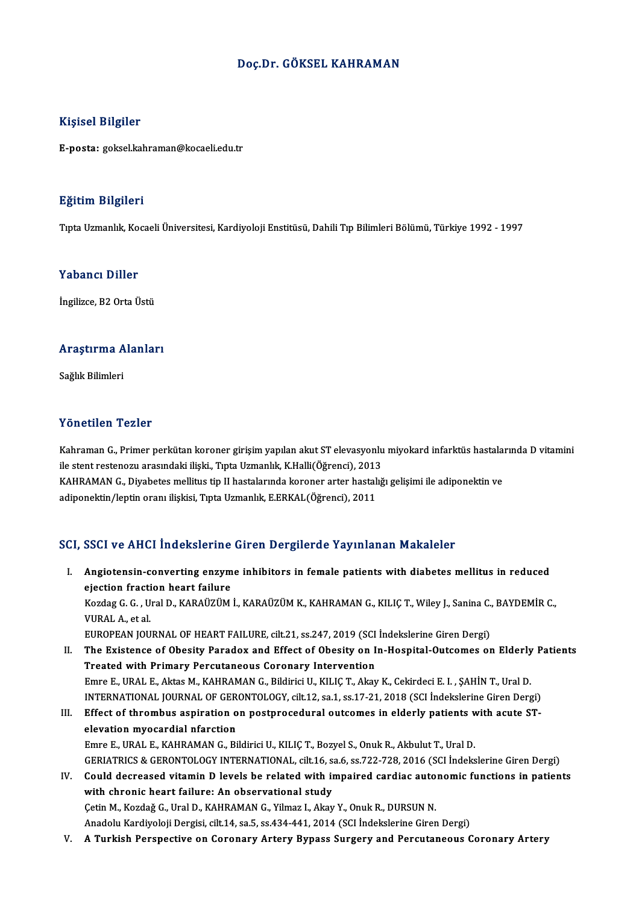# Doç.Dr. GÖKSEL KAHRAMAN

## Kişisel Bilgiler

**E-posta:** goksel.kahraman@kocaeli.edu.tr

## Eğitim Bilgileri

Tıpta Uzmanlık, Kocaeli Üniversitesi, Kardiyoloji Enstitüsü, Dahili Tıp Bilimleri Bölümü, Türkiye 1992 - 1997

## Yabancı Diller

İngilizce, B2 Orta Üstü

## Araştırma Alanları

Sağlık Bilimleri

## Yönetilen Tezler

Kahraman G., Primer perkütan koroner girişim yapılan akut ST elevasyonlu miyokard infarktüs hastalarında D vitamini ile stent restenozu arasındaki ilişki., Tıpta Uzmanlık, K.Halli(Öğrenci), 2013

KAHRAMAN G., Diyabetes mellitus tip II hastalarında koroner arter hastalığı gelişimi ile adiponektin ve adiponektin/leptin oranı ilişkisi, Tıpta Uzmanlık, E.ERKAL(Öğrenci), 2011

## SCI, SSCI ve AHCI İndekslerine Giren Dergilerde Yayınlanan Makaleler

I. **Angiotensin-converting enzyme inhibitors in female patients with diabetes mellitus in reduced ejection fraction heart failure**
   Kozdag G. G. , Ural D., KARAÜZÜM İ., KARAÜZÜM K., KAHRAMAN G., KILIÇ T., Wiley J., Sanina C., BAYDEMİR C., VURAL A., et al.
   EUROPEAN JOURNAL OF HEART FAILURE, cilt.21, ss.247, 2019 (SCI İndekslerine Giren Dergi)

II. **The Existence of Obesity Paradox and Effect of Obesity on In-Hospital-Outcomes on Elderly Patients Treated with Primary Percutaneous Coronary Intervention**
   Emre E., URAL E., Aktas M., KAHRAMAN G., Bildirici U., KILIÇ T., Akay K., Cekirdeci E. I. , ŞAHİN T., Ural D.
   INTERNATIONAL JOURNAL OF GERONTOLOGY, cilt.12, sa.1, ss.17-21, 2018 (SCI İndekslerine Giren Dergi)

III. **Effect of thrombus aspiration on postprocedural outcomes in elderly patients with acute ST-elevation myocardial nfarction**
   Emre E., URAL E., KAHRAMAN G., Bildirici U., KILIÇ T., Bozyel S., Onuk R., Akbulut T., Ural D.
   GERIATRICS & GERONTOLOGY INTERNATIONAL, cilt.16, sa.6, ss.722-728, 2016 (SCI İndekslerine Giren Dergi)

IV. **Could decreased vitamin D levels be related with impaired cardiac autonomic functions in patients with chronic heart failure: An observational study**
   Çetin M., Kozdağ G., Ural D., KAHRAMAN G., Yilmaz I., Akay Y., Onuk R., DURSUN N.
   Anadolu Kardiyoloji Dergisi, cilt.14, sa.5, ss.434-441, 2014 (SCI İndekslerine Giren Dergi)

V. **A Turkish Perspective on Coronary Artery Bypass Surgery and Percutaneous Coronary Artery**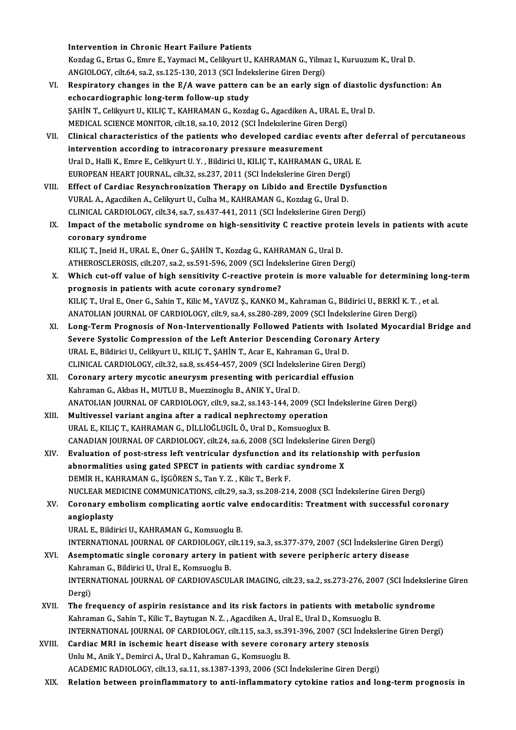Intervention in Chronic Heart Failure Patients
Kozdag G., Ertas G., Emre E., Yaymaci M., Celikyurt U., KAHRAMAN G., Yilmaz I., Kuruuzum K., Ural D.
ANGIOLOGY, cilt.64, sa.2, ss.125-130, 2013 (SCI İndekslerine Giren Dergi)

VI. **Respiratory changes in the E/A wave pattern can be an early sign of diastolic dysfunction: An echocardiographic long-term follow-up study**
ŞAHİN T., Celikyurt U., KILIÇ T., KAHRAMAN G., Kozdag G., Agacdiken A., URAL E., Ural D.
MEDICAL SCIENCE MONITOR, cilt.18, sa.10, 2012 (SCI İndekslerine Giren Dergi)

VII. **Clinical characteristics of the patients who developed cardiac events after deferral of percutaneous intervention according to intracoronary pressure measurement**
Ural D., Halli K., Emre E., Celikyurt U. Y. , Bildirici U., KILIÇ T., KAHRAMAN G., URAL E.
EUROPEAN HEART JOURNAL, cilt.32, ss.237, 2011 (SCI İndekslerine Giren Dergi)

VIII. **Effect of Cardiac Resynchronization Therapy on Libido and Erectile Dysfunction**
VURAL A., Agacdiken A., Celikyurt U., Culha M., KAHRAMAN G., Kozdag G., Ural D.
CLINICAL CARDIOLOGY, cilt.34, sa.7, ss.437-441, 2011 (SCI İndekslerine Giren Dergi)

IX. **Impact of the metabolic syndrome on high-sensitivity C reactive protein levels in patients with acute coronary syndrome**
KILIÇ T., Jneid H., URAL E., Oner G., ŞAHİN T., Kozdag G., KAHRAMAN G., Ural D.
ATHEROSCLEROSIS, cilt.207, sa.2, ss.591-596, 2009 (SCI İndekslerine Giren Dergi)

X. **Which cut-off value of high sensitivity C-reactive protein is more valuable for determining long-term prognosis in patients with acute coronary syndrome?**
KILIÇ T., Ural E., Oner G., Sahin T., Kilic M., YAVUZ Ş., KANKO M., Kahraman G., Bildirici U., BERKİ K. T. , et al.
ANATOLIAN JOURNAL OF CARDIOLOGY, cilt.9, sa.4, ss.280-289, 2009 (SCI İndekslerine Giren Dergi)

XI. **Long-Term Prognosis of Non-Interventionally Followed Patients with Isolated Myocardial Bridge and Severe Systolic Compression of the Left Anterior Descending Coronary Artery**
URAL E., Bildirici U., Celikyurt U., KILIÇ T., ŞAHİN T., Acar E., Kahraman G., Ural D.
CLINICAL CARDIOLOGY, cilt.32, sa.8, ss.454-457, 2009 (SCI İndekslerine Giren Dergi)

XII. **Coronary artery mycotic aneurysm presenting with pericardial effusion**
Kahraman G., Akbas H., MUTLU B., Muezzinoglu B., ANIK Y., Ural D.
ANATOLIAN JOURNAL OF CARDIOLOGY, cilt.9, sa.2, ss.143-144, 2009 (SCI İndekslerine Giren Dergi)

XIII. **Multivessel variant angina after a radical nephrectomy operation**
URAL E., KILIÇ T., KAHRAMAN G., DİLLİOĞLUGİL Ö., Ural D., Komsuoglux B.
CANADIAN JOURNAL OF CARDIOLOGY, cilt.24, sa.6, 2008 (SCI İndekslerine Giren Dergi)

XIV. **Evaluation of post-stress left ventricular dysfunction and its relationship with perfusion abnormalities using gated SPECT in patients with cardiac syndrome X**
DEMİR H., KAHRAMAN G., İŞGÖREN S., Tan Y. Z. , Kilic T., Berk F.
NUCLEAR MEDICINE COMMUNICATIONS, cilt.29, sa.3, ss.208-214, 2008 (SCI İndekslerine Giren Dergi)

XV. **Coronary embolism complicating aortic valve endocarditis: Treatment with successful coronary angioplasty**
URAL E., Bildirici U., KAHRAMAN G., Komsuoglu B.
INTERNATIONAL JOURNAL OF CARDIOLOGY, cilt.119, sa.3, ss.377-379, 2007 (SCI İndekslerine Giren Dergi)

XVI. **Asemptomatic single coronary artery in patient with severe peripheric artery disease**
Kahraman G., Bildirici U., Ural E., Komsuoglu B.
INTERNATIONAL JOURNAL OF CARDIOVASCULAR IMAGING, cilt.23, sa.2, ss.273-276, 2007 (SCI İndekslerine Giren Dergi)

XVII. **The frequency of aspirin resistance and its risk factors in patients with metabolic syndrome**
Kahraman G., Sahin T., Kilic T., Baytugan N. Z. , Agacdiken A., Ural E., Ural D., Komsuoglu B.
INTERNATIONAL JOURNAL OF CARDIOLOGY, cilt.115, sa.3, ss.391-396, 2007 (SCI İndekslerine Giren Dergi)

XVIII. **Cardiac MRI in ischemic heart disease with severe coronary artery stenosis**
Unlu M., Anik Y., Demirci A., Ural D., Kahraman G., Komsuoglu B.
ACADEMIC RADIOLOGY, cilt.13, sa.11, ss.1387-1393, 2006 (SCI İndekslerine Giren Dergi)

XIX. **Relation between proinflammatory to anti-inflammatory cytokine ratios and long-term prognosis in**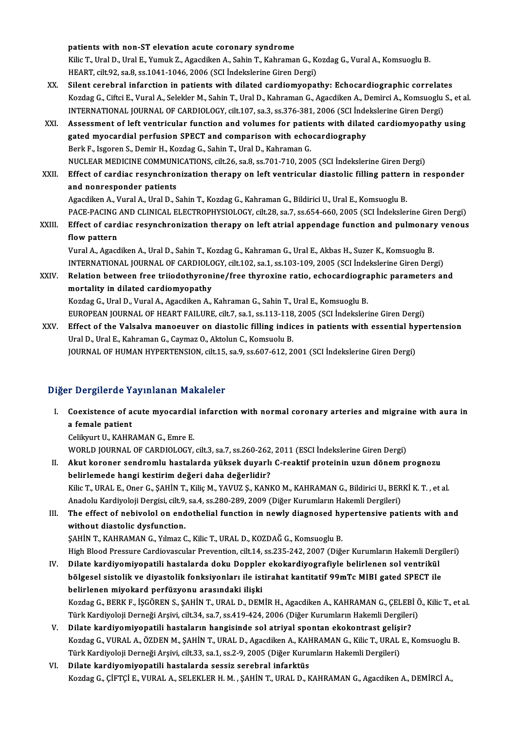patients with non-ST elevation acute coronary syndrome
Kilic T., Ural D., Ural E., Yumuk Z., Agacdiken A., Sahin T., Kahraman G., Kozdag G., Vural A., Komsuoglu B.
HEART, cilt.92, sa.8, ss.1041-1046, 2006 (SCI İndekslerine Giren Dergi)

XX. **Silent cerebral infarction in patients with dilated cardiomyopathy: Echocardiographic correlates**
Kozdag G., Ciftci E., Vural A., Selekler M., Sahin T., Ural D., Kahraman G., Agacdiken A., Demirci A., Komsuoglu S., et al.
INTERNATIONAL JOURNAL OF CARDIOLOGY, cilt.107, sa.3, ss.376-381, 2006 (SCI İndekslerine Giren Dergi)

XXI. **Assessment of left ventricular function and volumes for patients with dilated cardiomyopathy using gated myocardial perfusion SPECT and comparison with echocardiography**
Berk F., Isgoren S., Demir H., Kozdag G., Sahin T., Ural D., Kahraman G.
NUCLEAR MEDICINE COMMUNICATIONS, cilt.26, sa.8, ss.701-710, 2005 (SCI İndekslerine Giren Dergi)

XXII. **Effect of cardiac resynchronization therapy on left ventricular diastolic filling pattern in responder and nonresponder patients**
Agacdiken A., Vural A., Ural D., Sahin T., Kozdag G., Kahraman G., Bildirici U., Ural E., Komsuoglu B.
PACE-PACING AND CLINICAL ELECTROPHYSIOLOGY, cilt.28, sa.7, ss.654-660, 2005 (SCI İndekslerine Giren Dergi)

XXIII. **Effect of cardiac resynchronization therapy on left atrial appendage function and pulmonary venous flow pattern**
Vural A., Agacdiken A., Ural D., Sahin T., Kozdag G., Kahraman G., Ural E., Akbas H., Suzer K., Komsuoglu B.
INTERNATIONAL JOURNAL OF CARDIOLOGY, cilt.102, sa.1, ss.103-109, 2005 (SCI İndekslerine Giren Dergi)

XXIV. **Relation between free triiodothyronine/free thyroxine ratio, echocardiographic parameters and mortality in dilated cardiomyopathy**
Kozdag G., Ural D., Vural A., Agacdiken A., Kahraman G., Sahin T., Ural E., Komsuoglu B.
EUROPEAN JOURNAL OF HEART FAILURE, cilt.7, sa.1, ss.113-118, 2005 (SCI İndekslerine Giren Dergi)

XXV. **Effect of the Valsalva manoeuver on diastolic filling indices in patients with essential hypertension**
Ural D., Ural E., Kahraman G., Caymaz O., Aktolun C., Komsuolu B.
JOURNAL OF HUMAN HYPERTENSION, cilt.15, sa.9, ss.607-612, 2001 (SCI İndekslerine Giren Dergi)

## Diğer Dergilerde Yayınlanan Makaleler

I. **Coexistence of acute myocardial infarction with normal coronary arteries and migraine with aura in a female patient**
Celikyurt U., KAHRAMAN G., Emre E.
WORLD JOURNAL OF CARDIOLOGY, cilt.3, sa.7, ss.260-262, 2011 (ESCI İndekslerine Giren Dergi)

II. **Akut koroner sendromlu hastalarda yüksek duyarlı C-reaktif proteinin uzun dönem prognozu belirlemede hangi kestirim değeri daha değerlidir?**
Kilic T., URAL E., Oner G., ŞAHİN T., Kiliç M., YAVUZ Ş., KANKO M., KAHRAMAN G., Bildirici U., BERKİ K. T. , et al.
Anadolu Kardiyoloji Dergisi, cilt.9, sa.4, ss.280-289, 2009 (Diğer Kurumların Hakemli Dergileri)

III. **The effect of nebivolol on endothelial function in newly diagnosed hypertensive patients with and without diastolic dysfunction.**
ŞAHİN T., KAHRAMAN G., Yılmaz C., Kilic T., URAL D., KOZDAĞ G., Komsuoglu B.
High Blood Pressure Cardiovascular Prevention, cilt.14, ss.235-242, 2007 (Diğer Kurumların Hakemli Dergileri)

IV. **Dilate kardiyomiyopatili hastalarda doku Doppler ekokardiyografiyle belirlenen sol ventrikül bölgesel sistolik ve diyastolik fonksiyonları ile istirahat kantitatif 99mTc MIBI gated SPECT ile belirlenen miyokard perfüzyonu arasındaki ilişki**
Kozdag G., BERK F., İŞGÖREN S., ŞAHİN T., URAL D., DEMİR H., Agacdiken A., KAHRAMAN G., ÇELEBİ Ö., Kilic T., et al.
Türk Kardiyoloji Derneği Arşivi, cilt.34, sa.7, ss.419-424, 2006 (Diğer Kurumların Hakemli Dergileri)

V. **Dilate kardiyomiyopatili hastaların hangisinde sol atriyal spontan ekokontrast gelişir?**
Kozdag G., VURAL A., ÖZDEN M., ŞAHİN T., URAL D., Agacdiken A., KAHRAMAN G., Kilic T., URAL E., Komsuoglu B.
Türk Kardiyoloji Derneği Arşivi, cilt.33, sa.1, ss.2-9, 2005 (Diğer Kurumların Hakemli Dergileri)

VI. **Dilate kardiyomiyopatili hastalarda sessiz serebral infarktüs**
Kozdag G., ÇİFTÇİ E., VURAL A., SELEKLER H. M. , ŞAHİN T., URAL D., KAHRAMAN G., Agacdiken A., DEMİRCİ A.,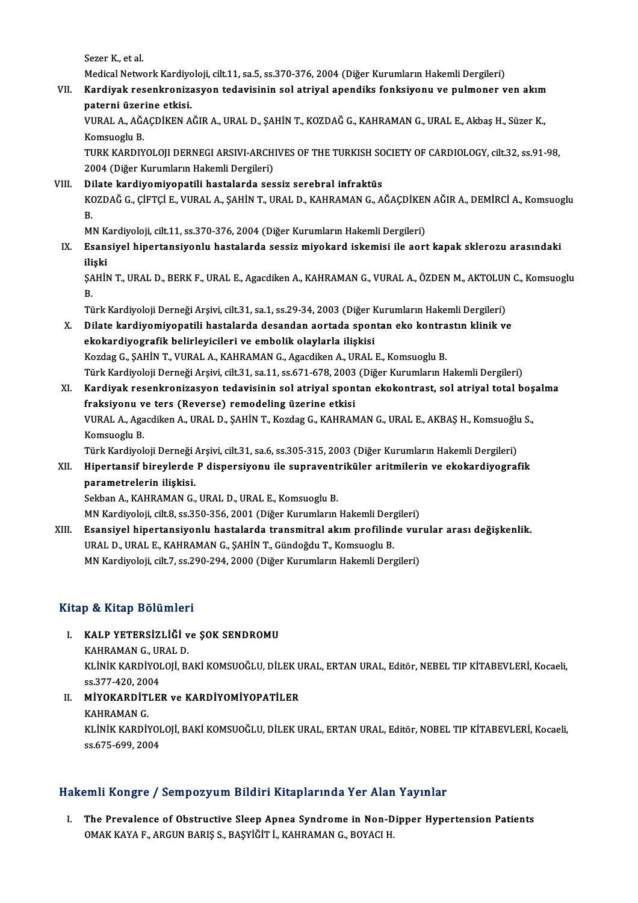Sezer K., et al.
Medical Network Kardiyoloji, cilt.11, sa.5, ss.370-376, 2004 (Diğer Kurumların Hakemli Dergileri)

VII. **Kardiyak resenkronizasyon tedavisinin sol atriyal apendiks fonksiyonu ve pulmoner ven akım paterni üzerine etkisi.**
VURAL A., AĞAÇDİKEN AĞIR A., URAL D., ŞAHİN T., KOZDAĞ G., KAHRAMAN G., URAL E., Akbaş H., Süzer K., Komsuoglu B.
TURK KARDIYOLOJI DERNEGI ARSIVI-ARCHIVES OF THE TURKISH SOCIETY OF CARDIOLOGY, cilt.32, ss.91-98, 2004 (Diğer Kurumların Hakemli Dergileri)

VIII. **Dilate kardiyomiyopatili hastalarda sessiz serebral infraktüs**
KOZDAĞ G., ÇİFTÇİ E., VURAL A., ŞAHİN T., URAL D., KAHRAMAN G., AĞAÇDİKEN AĞIR A., DEMİRCİ A., Komsuoglu B.
MN Kardiyoloji, cilt.11, ss.370-376, 2004 (Diğer Kurumların Hakemli Dergileri)

IX. **Esansiyel hipertansiyonlu hastalarda sessiz miyokard iskemisi ile aort kapak sklerozu arasındaki ilişki**
ŞAHİN T., URAL D., BERK F., URAL E., Agacdiken A., KAHRAMAN G., VURAL A., ÖZDEN M., AKTOLUN C., Komsuoglu B.
Türk Kardiyoloji Derneği Arşivi, cilt.31, sa.1, ss.29-34, 2003 (Diğer Kurumların Hakemli Dergileri)

X. **Dilate kardiyomiyopatili hastalarda desandan aortada spontan eko kontrastın klinik ve ekokardiyografik belirleyicileri ve embolik olaylarla ilişkisi**
Kozdag G., ŞAHİN T., VURAL A., KAHRAMAN G., Agacdiken A., URAL E., Komsuoglu B.
Türk Kardiyoloji Derneği Arşivi, cilt.31, sa.11, ss.671-678, 2003 (Diğer Kurumların Hakemli Dergileri)

XI. **Kardiyak resenkronizasyon tedavisinin sol atriyal spontan ekokontrast, sol atriyal total boşalma fraksiyonu ve ters (Reverse) remodeling üzerine etkisi**
VURAL A., Agacdiken A., URAL D., ŞAHİN T., Kozdag G., KAHRAMAN G., URAL E., AKBAŞ H., Komsuoğlu S., Komsuoglu B.
Türk Kardiyoloji Derneği Arşivi, cilt.31, sa.6, ss.305-315, 2003 (Diğer Kurumların Hakemli Dergileri)

XII. **Hipertansif bireylerde P dispersiyonu ile supraventriküler aritmilerin ve ekokardiyografik parametrelerin ilişkisi.**
Sekban A., KAHRAMAN G., URAL D., URAL E., Komsuoglu B.
MN Kardiyoloji, cilt.8, ss.350-356, 2001 (Diğer Kurumların Hakemli Dergileri)

XIII. **Esansiyel hipertansiyonlu hastalarda transmitral akım profilinde vurular arası değişkenlik.**
URAL D., URAL E., KAHRAMAN G., ŞAHİN T., Gündoğdu T., Komsuoglu B.
MN Kardiyoloji, cilt.7, ss.290-294, 2000 (Diğer Kurumların Hakemli Dergileri)

## Kitap & Kitap Bölümleri

I. **KALP YETERSİZLİĞİ ve ŞOK SENDROMU**
KAHRAMAN G., URAL D.
KLİNİK KARDİYOLOJİ, BAKİ KOMSUOĞLU, DİLEK URAL, ERTAN URAL, Editör, NEBEL TIP KİTABEVLERİ, Kocaeli, ss.377-420, 2004

II. **MİYOKARDİTLER ve KARDİYOMİYOPATİLER**
KAHRAMAN G.
KLİNİK KARDİYOLOJİ, BAKİ KOMSUOĞLU, DİLEK URAL, ERTAN URAL, Editör, NOBEL TIP KİTABEVLERİ, Kocaeli, ss.675-699, 2004

## Hakemli Kongre / Sempozyum Bildiri Kitaplarında Yer Alan Yayınlar

I. **The Prevalence of Obstructive Sleep Apnea Syndrome in Non-Dipper Hypertension Patients**
OMAK KAYA F., ARGUN BARIŞ S., BAŞYİĞİT İ., KAHRAMAN G., BOYACI H.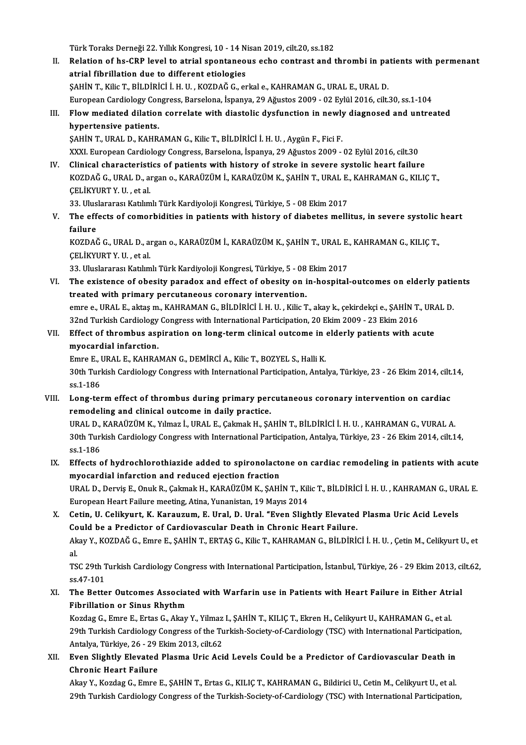Türk Toraks Derneği 22. Yıllık Kongresi, 10 - 14 Nisan 2019, cilt.20, ss.182

II. **Relation of hs-CRP level to atrial spontaneous echo contrast and thrombi in patients with permenant atrial fibrillation due to different etiologies**
ŞAHİN T., Kilic T., BİLDİRİCİ İ. H. U. , KOZDAĞ G., erkal e., KAHRAMAN G., URAL E., URAL D.
European Cardiology Congress, Barselona, İspanya, 29 Ağustos 2009 - 02 Eylül 2016, cilt.30, ss.1-104

III. **Flow mediated dilation correlate with diastolic dysfunction in newly diagnosed and untreated hypertensive patients.**
ŞAHİN T., URAL D., KAHRAMAN G., Kilic T., BİLDİRİCİ İ. H. U. , Aygün F., Fici F.
XXXI. European Cardiology Congress, Barselona, İspanya, 29 Ağustos 2009 - 02 Eylül 2016, cilt.30

IV. **Clinical characteristics of patients with history of stroke in severe systolic heart failure**
KOZDAĞ G., URAL D., argan o., KARAÜZÜM İ., KARAÜZÜM K., ŞAHİN T., URAL E., KAHRAMAN G., KILIÇ T., ÇELİKYURT Y. U. , et al.
33. Uluslararası Katılımlı Türk Kardiyoloji Kongresi, Türkiye, 5 - 08 Ekim 2017

V. **The effects of comorbidities in patients with history of diabetes mellitus, in severe systolic heart failure**
KOZDAĞ G., URAL D., argan o., KARAÜZÜM İ., KARAÜZÜM K., ŞAHİN T., URAL E., KAHRAMAN G., KILIÇ T., ÇELİKYURT Y. U. , et al.
33. Uluslararası Katılımlı Türk Kardiyoloji Kongresi, Türkiye, 5 - 08 Ekim 2017

VI. **The existence of obesity paradox and effect of obesity on in-hospital-outcomes on elderly patients treated with primary percutaneous coronary intervention.**
emre e., URAL E., aktaş m., KAHRAMAN G., BİLDİRİCİ İ. H. U. , Kilic T., akay k., çekirdekçi e., ŞAHİN T., URAL D.
32nd Turkish Cardiology Congress with International Participation, 20 Ekim 2009 - 23 Ekim 2016

VII. **Effect of thrombus aspiration on long-term clinical outcome in elderly patients with acute myocardial infarction.**
Emre E., URAL E., KAHRAMAN G., DEMİRCİ A., Kilic T., BOZYEL S., Halli K.
30th Turkish Cardiology Congress with International Participation, Antalya, Türkiye, 23 - 26 Ekim 2014, cilt.14, ss.1-186

VIII. **Long-term effect of thrombus during primary percutaneous coronary intervention on cardiac remodeling and clinical outcome in daily practice.**
URAL D., KARAÜZÜM K., Yılmaz İ., URAL E., Çakmak H., ŞAHİN T., BİLDİRİCİ İ. H. U. , KAHRAMAN G., VURAL A.
30th Turkish Cardiology Congress with International Participation, Antalya, Türkiye, 23 - 26 Ekim 2014, cilt.14, ss.1-186

IX. **Effects of hydrochlorothiazide added to spironolactone on cardiac remodeling in patients with acute myocardial infarction and reduced ejection fraction**
URAL D., Derviş E., Onuk R., Çakmak H., KARAÜZÜM K., ŞAHİN T., Kilic T., BİLDİRİCİ İ. H. U. , KAHRAMAN G., URAL E.
European Heart Failure meeting, Atina, Yunanistan, 19 Mayıs 2014

X. **Cetin, U. Celikyurt, K. Karauzum, E. Ural, D. Ural. "Even Slightly Elevated Plasma Uric Acid Levels Could be a Predictor of Cardiovascular Death in Chronic Heart Failure.**
Akay Y., KOZDAĞ G., Emre E., ŞAHİN T., ERTAŞ G., Kilic T., KAHRAMAN G., BİLDİRİCİ İ. H. U. , Çetin M., Celikyurt U., et al.
TSC 29th Turkish Cardiology Congress with International Participation, İstanbul, Türkiye, 26 - 29 Ekim 2013, cilt.62, ss.47-101

XI. **The Better Outcomes Associated with Warfarin use in Patients with Heart Failure in Either Atrial Fibrillation or Sinus Rhythm**
Kozdag G., Emre E., Ertas G., Akay Y., Yilmaz I., ŞAHİN T., KILIÇ T., Ekren H., Celikyurt U., KAHRAMAN G., et al.
29th Turkish Cardiology Congress of the Turkish-Society-of-Cardiology (TSC) with International Participation, Antalya, Türkiye, 26 - 29 Ekim 2013, cilt.62

XII. **Even Slightly Elevated Plasma Uric Acid Levels Could be a Predictor of Cardiovascular Death in Chronic Heart Failure**
Akay Y., Kozdag G., Emre E., ŞAHİN T., Ertas G., KILIÇ T., KAHRAMAN G., Bildirici U., Cetin M., Celikyurt U., et al.
29th Turkish Cardiology Congress of the Turkish-Society-of-Cardiology (TSC) with International Participation,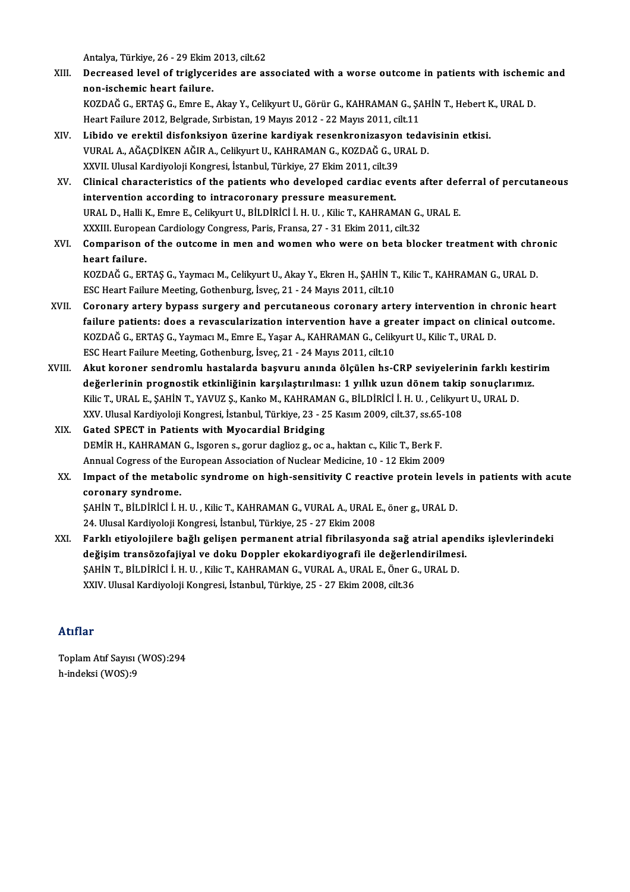Antalya, Türkiye, 26 - 29 Ekim 2013, cilt.62

XIII. **Decreased level of triglycerides are associated with a worse outcome in patients with ischemic and non-ischemic heart failure.**
KOZDAĞ G., ERTAŞ G., Emre E., Akay Y., Celikyurt U., Görür G., KAHRAMAN G., ŞAHİN T., Hebert K., URAL D.
Heart Failure 2012, Belgrade, Sırbistan, 19 Mayıs 2012 - 22 Mayıs 2011, cilt.11

XIV. **Libido ve erektil disfonksiyon üzerine kardiyak resenkronizasyon tedavisinin etkisi.**
VURAL A., AĞAÇDİKEN AĞIR A., Celikyurt U., KAHRAMAN G., KOZDAĞ G., URAL D.
XXVII. Ulusal Kardiyoloji Kongresi, İstanbul, Türkiye, 27 Ekim 2011, cilt.39

XV. **Clinical characteristics of the patients who developed cardiac events after deferral of percutaneous intervention according to intracoronary pressure measurement.**
URAL D., Halli K., Emre E., Celikyurt U., BİLDİRİCİ İ. H. U. , Kilic T., KAHRAMAN G., URAL E.
XXXIII. European Cardiology Congress, Paris, Fransa, 27 - 31 Ekim 2011, cilt.32

XVI. **Comparison of the outcome in men and women who were on beta blocker treatment with chronic heart failure.**
KOZDAĞ G., ERTAŞ G., Yaymacı M., Celikyurt U., Akay Y., Ekren H., ŞAHİN T., Kilic T., KAHRAMAN G., URAL D.
ESC Heart Failure Meeting, Gothenburg, İsveç, 21 - 24 Mayıs 2011, cilt.10

XVII. **Coronary artery bypass surgery and percutaneous coronary artery intervention in chronic heart failure patients: does a revascularization intervention have a greater impact on clinical outcome.**
KOZDAĞ G., ERTAŞ G., Yaymacı M., Emre E., Yaşar A., KAHRAMAN G., Celikyurt U., Kilic T., URAL D.
ESC Heart Failure Meeting, Gothenburg, İsveç, 21 - 24 Mayıs 2011, cilt.10

XVIII. **Akut koroner sendromlu hastalarda başvuru anında ölçülen hs-CRP seviyelerinin farklı kestirim değerlerinin prognostik etkinliğinin karşılaştırılması: 1 yıllık uzun dönem takip sonuçlarımız.**
Kilic T., URAL E., ŞAHİN T., YAVUZ Ş., Kanko M., KAHRAMAN G., BİLDİRİCİ İ. H. U. , Celikyurt U., URAL D.
XXV. Ulusal Kardiyoloji Kongresi, İstanbul, Türkiye, 23 - 25 Kasım 2009, cilt.37, ss.65-108

XIX. **Gated SPECT in Patients with Myocardial Bridging**
DEMİR H., KAHRAMAN G., Isgoren s., gorur daglioz g., oc a., haktan c., Kilic T., Berk F.
Annual Cogress of the European Association of Nuclear Medicine, 10 - 12 Ekim 2009

XX. **Impact of the metabolic syndrome on high-sensitivity C reactive protein levels in patients with acute coronary syndrome.**
ŞAHİN T., BİLDİRİCİ İ. H. U. , Kilic T., KAHRAMAN G., VURAL A., URAL E., öner g., URAL D.
24. Ulusal Kardiyoloji Kongresi, İstanbul, Türkiye, 25 - 27 Ekim 2008

XXI. **Farklı etiyolojilere bağlı gelişen permanent atrial fibrilasyonda sağ atrial apendiks işlevlerindeki değişim transözofajiyal ve doku Doppler ekokardiyografi ile değerlendirilmesi.**
ŞAHİN T., BİLDİRİCİ İ. H. U. , Kilic T., KAHRAMAN G., VURAL A., URAL E., Öner G., URAL D.
XXIV. Ulusal Kardiyoloji Kongresi, İstanbul, Türkiye, 25 - 27 Ekim 2008, cilt.36

## Atıflar

Toplam Atıf Sayısı (WOS):294
h-indeksi (WOS):9